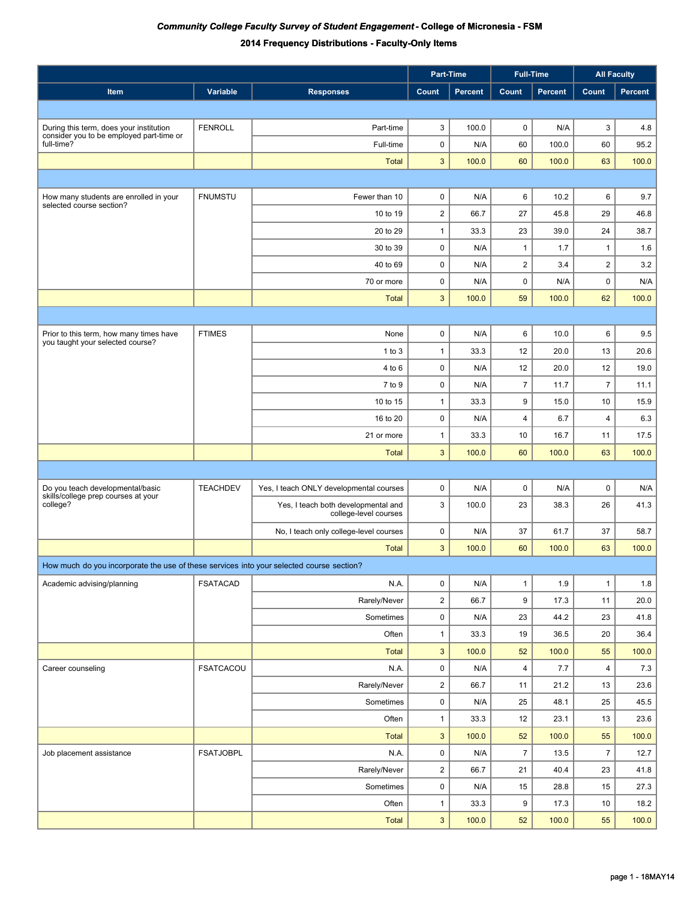# *Community College Faculty Survey of Student Engagement* - College of Micronesia - FSM

## 2014 Frequency Distributions - Faculty-Only Items

| | | | Part-Time | | Full-Time | | All Faculty | |
|---|---|---|---|---|---|---|---|---|
| **Item** | **Variable** | **Responses** | **Count** | **Percent** | **Count** | **Percent** | **Count** | **Percent** |
| During this term, does your institution consider you to be employed part-time or full-time? | FENROLL | Part-time | 3 | 100.0 | 0 | N/A | 3 | 4.8 |
| | | Full-time | 0 | N/A | 60 | 100.0 | 60 | 95.2 |
| | | Total | 3 | 100.0 | 60 | 100.0 | 63 | 100.0 |
| How many students are enrolled in your selected course section? | FNUMSTU | Fewer than 10 | 0 | N/A | 6 | 10.2 | 6 | 9.7 |
| | | 10 to 19 | 2 | 66.7 | 27 | 45.8 | 29 | 46.8 |
| | | 20 to 29 | 1 | 33.3 | 23 | 39.0 | 24 | 38.7 |
| | | 30 to 39 | 0 | N/A | 1 | 1.7 | 1 | 1.6 |
| | | 40 to 69 | 0 | N/A | 2 | 3.4 | 2 | 3.2 |
| | | 70 or more | 0 | N/A | 0 | N/A | 0 | N/A |
| | | Total | 3 | 100.0 | 59 | 100.0 | 62 | 100.0 |
| Prior to this term, how many times have you taught your selected course? | FTIMES | None | 0 | N/A | 6 | 10.0 | 6 | 9.5 |
| | | 1 to 3 | 1 | 33.3 | 12 | 20.0 | 13 | 20.6 |
| | | 4 to 6 | 0 | N/A | 12 | 20.0 | 12 | 19.0 |
| | | 7 to 9 | 0 | N/A | 7 | 11.7 | 7 | 11.1 |
| | | 10 to 15 | 1 | 33.3 | 9 | 15.0 | 10 | 15.9 |
| | | 16 to 20 | 0 | N/A | 4 | 6.7 | 4 | 6.3 |
| | | 21 or more | 1 | 33.3 | 10 | 16.7 | 11 | 17.5 |
| | | Total | 3 | 100.0 | 60 | 100.0 | 63 | 100.0 |
| Do you teach developmental/basic skills/college prep courses at your college? | TEACHDEV | Yes, I teach ONLY developmental courses | 0 | N/A | 0 | N/A | 0 | N/A |
| | | Yes, I teach both developmental and college-level courses | 3 | 100.0 | 23 | 38.3 | 26 | 41.3 |
| | | No, I teach only college-level courses | 0 | N/A | 37 | 61.7 | 37 | 58.7 |
| | | Total | 3 | 100.0 | 60 | 100.0 | 63 | 100.0 |
| How much do you incorporate the use of these services into your selected course section? | | | | | | | | |
| Academic advising/planning | FSATACAD | N.A. | 0 | N/A | 1 | 1.9 | 1 | 1.8 |
| | | Rarely/Never | 2 | 66.7 | 9 | 17.3 | 11 | 20.0 |
| | | Sometimes | 0 | N/A | 23 | 44.2 | 23 | 41.8 |
| | | Often | 1 | 33.3 | 19 | 36.5 | 20 | 36.4 |
| | | Total | 3 | 100.0 | 52 | 100.0 | 55 | 100.0 |
| Career counseling | FSATCACOU | N.A. | 0 | N/A | 4 | 7.7 | 4 | 7.3 |
| | | Rarely/Never | 2 | 66.7 | 11 | 21.2 | 13 | 23.6 |
| | | Sometimes | 0 | N/A | 25 | 48.1 | 25 | 45.5 |
| | | Often | 1 | 33.3 | 12 | 23.1 | 13 | 23.6 |
| | | Total | 3 | 100.0 | 52 | 100.0 | 55 | 100.0 |
| Job placement assistance | FSATJOBPL | N.A. | 0 | N/A | 7 | 13.5 | 7 | 12.7 |
| | | Rarely/Never | 2 | 66.7 | 21 | 40.4 | 23 | 41.8 |
| | | Sometimes | 0 | N/A | 15 | 28.8 | 15 | 27.3 |
| | | Often | 1 | 33.3 | 9 | 17.3 | 10 | 18.2 |
| | | Total | 3 | 100.0 | 52 | 100.0 | 55 | 100.0 |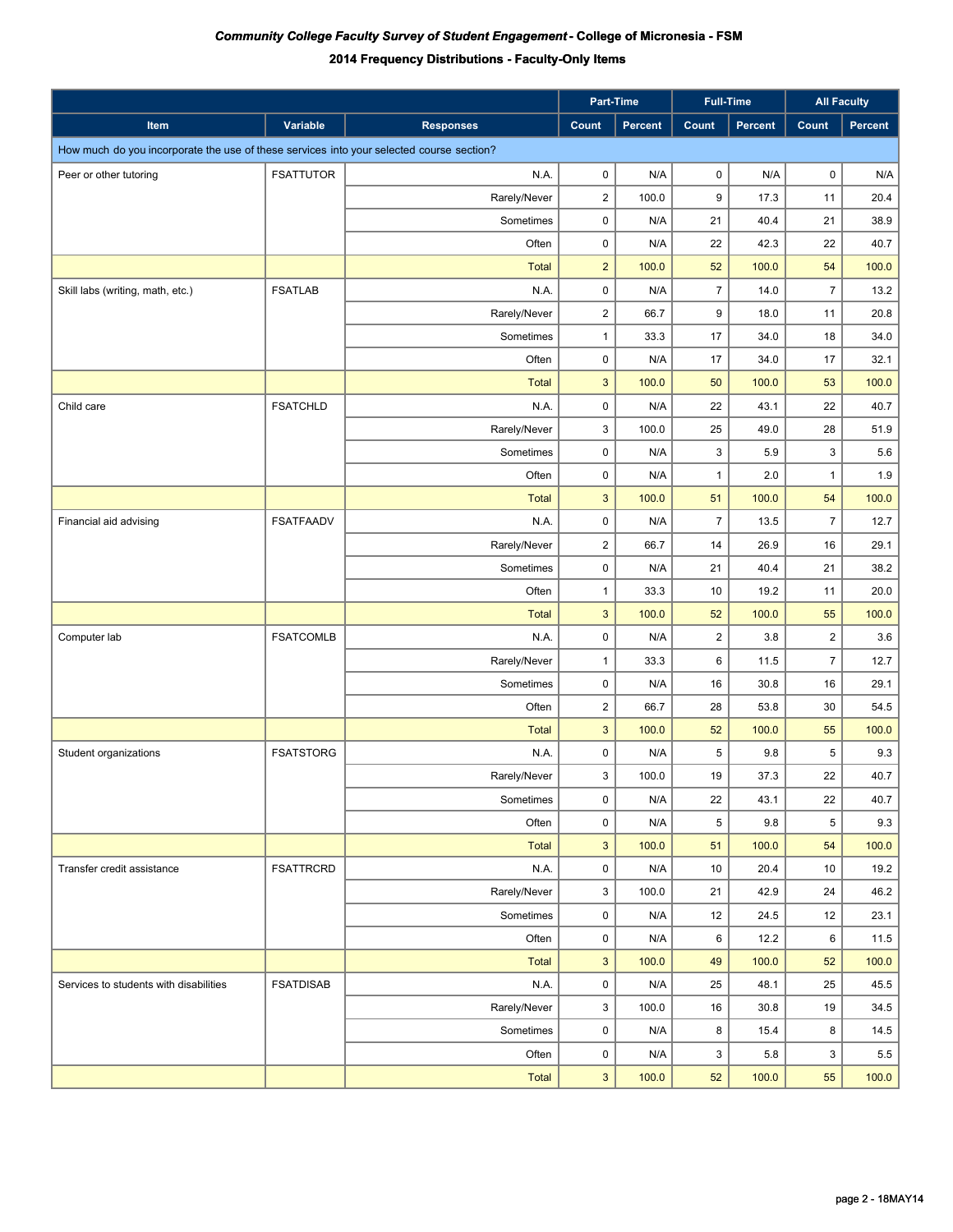***Community College Faculty Survey of Student Engagement* - College of Micronesia - FSM**

**2014 Frequency Distributions - Faculty-Only Items**

| | | | Part-Time | | Full-Time | | All Faculty | |
|---|---|---|---|---|---|---|---|---|
| Item | Variable | Responses | Count | Percent | Count | Percent | Count | Percent |
| How much do you incorporate the use of these services into your selected course section? | | | | | | | | |
| Peer or other tutoring | FSATTUTOR | N.A. | 0 | N/A | 0 | N/A | 0 | N/A |
| | | Rarely/Never | 2 | 100.0 | 9 | 17.3 | 11 | 20.4 |
| | | Sometimes | 0 | N/A | 21 | 40.4 | 21 | 38.9 |
| | | Often | 0 | N/A | 22 | 42.3 | 22 | 40.7 |
| | | Total | 2 | 100.0 | 52 | 100.0 | 54 | 100.0 |
| Skill labs (writing, math, etc.) | FSATLAB | N.A. | 0 | N/A | 7 | 14.0 | 7 | 13.2 |
| | | Rarely/Never | 2 | 66.7 | 9 | 18.0 | 11 | 20.8 |
| | | Sometimes | 1 | 33.3 | 17 | 34.0 | 18 | 34.0 |
| | | Often | 0 | N/A | 17 | 34.0 | 17 | 32.1 |
| | | Total | 3 | 100.0 | 50 | 100.0 | 53 | 100.0 |
| Child care | FSATCHLD | N.A. | 0 | N/A | 22 | 43.1 | 22 | 40.7 |
| | | Rarely/Never | 3 | 100.0 | 25 | 49.0 | 28 | 51.9 |
| | | Sometimes | 0 | N/A | 3 | 5.9 | 3 | 5.6 |
| | | Often | 0 | N/A | 1 | 2.0 | 1 | 1.9 |
| | | Total | 3 | 100.0 | 51 | 100.0 | 54 | 100.0 |
| Financial aid advising | FSATFAADV | N.A. | 0 | N/A | 7 | 13.5 | 7 | 12.7 |
| | | Rarely/Never | 2 | 66.7 | 14 | 26.9 | 16 | 29.1 |
| | | Sometimes | 0 | N/A | 21 | 40.4 | 21 | 38.2 |
| | | Often | 1 | 33.3 | 10 | 19.2 | 11 | 20.0 |
| | | Total | 3 | 100.0 | 52 | 100.0 | 55 | 100.0 |
| Computer lab | FSATCOMLB | N.A. | 0 | N/A | 2 | 3.8 | 2 | 3.6 |
| | | Rarely/Never | 1 | 33.3 | 6 | 11.5 | 7 | 12.7 |
| | | Sometimes | 0 | N/A | 16 | 30.8 | 16 | 29.1 |
| | | Often | 2 | 66.7 | 28 | 53.8 | 30 | 54.5 |
| | | Total | 3 | 100.0 | 52 | 100.0 | 55 | 100.0 |
| Student organizations | FSATSTORG | N.A. | 0 | N/A | 5 | 9.8 | 5 | 9.3 |
| | | Rarely/Never | 3 | 100.0 | 19 | 37.3 | 22 | 40.7 |
| | | Sometimes | 0 | N/A | 22 | 43.1 | 22 | 40.7 |
| | | Often | 0 | N/A | 5 | 9.8 | 5 | 9.3 |
| | | Total | 3 | 100.0 | 51 | 100.0 | 54 | 100.0 |
| Transfer credit assistance | FSATTRCRD | N.A. | 0 | N/A | 10 | 20.4 | 10 | 19.2 |
| | | Rarely/Never | 3 | 100.0 | 21 | 42.9 | 24 | 46.2 |
| | | Sometimes | 0 | N/A | 12 | 24.5 | 12 | 23.1 |
| | | Often | 0 | N/A | 6 | 12.2 | 6 | 11.5 |
| | | Total | 3 | 100.0 | 49 | 100.0 | 52 | 100.0 |
| Services to students with disabilities | FSATDISAB | N.A. | 0 | N/A | 25 | 48.1 | 25 | 45.5 |
| | | Rarely/Never | 3 | 100.0 | 16 | 30.8 | 19 | 34.5 |
| | | Sometimes | 0 | N/A | 8 | 15.4 | 8 | 14.5 |
| | | Often | 0 | N/A | 3 | 5.8 | 3 | 5.5 |
| | | Total | 3 | 100.0 | 52 | 100.0 | 55 | 100.0 |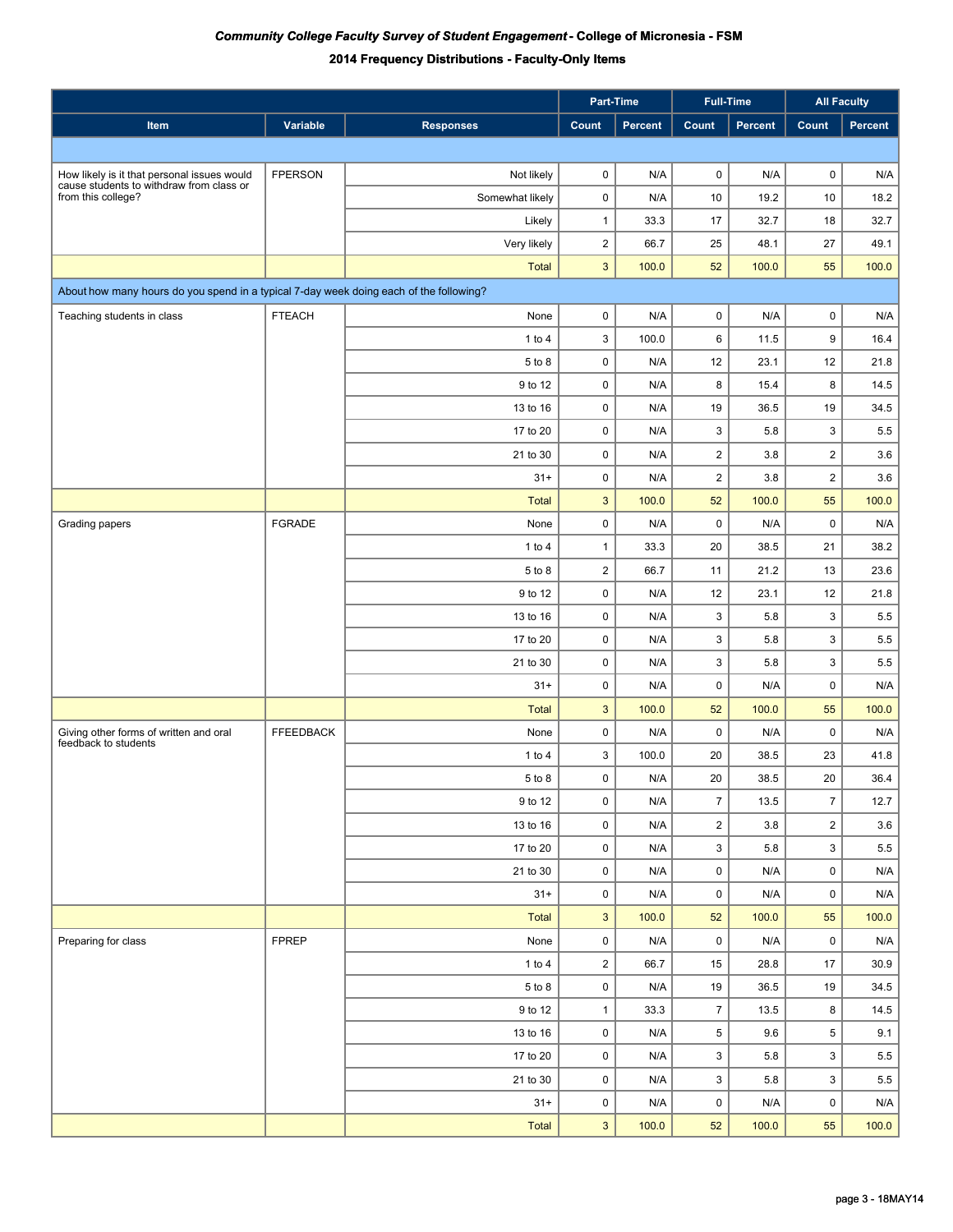# *Community College Faculty Survey of Student Engagement* - College of Micronesia - FSM

## 2014 Frequency Distributions - Faculty-Only Items

| | | | Part-Time | | Full-Time | | All Faculty | |
|---|---|---|---|---|---|---|---|---|
| **Item** | **Variable** | **Responses** | **Count** | **Percent** | **Count** | **Percent** | **Count** | **Percent** |
| | | | | | | | | |
| How likely is it that personal issues would cause students to withdraw from class or from this college? | FPERSON | Not likely | 0 | N/A | 0 | N/A | 0 | N/A |
| | | Somewhat likely | 0 | N/A | 10 | 19.2 | 10 | 18.2 |
| | | Likely | 1 | 33.3 | 17 | 32.7 | 18 | 32.7 |
| | | Very likely | 2 | 66.7 | 25 | 48.1 | 27 | 49.1 |
| | | Total | 3 | 100.0 | 52 | 100.0 | 55 | 100.0 |
| About how many hours do you spend in a typical 7-day week doing each of the following? | | | | | | | | |
| Teaching students in class | FTEACH | None | 0 | N/A | 0 | N/A | 0 | N/A |
| | | 1 to 4 | 3 | 100.0 | 6 | 11.5 | 9 | 16.4 |
| | | 5 to 8 | 0 | N/A | 12 | 23.1 | 12 | 21.8 |
| | | 9 to 12 | 0 | N/A | 8 | 15.4 | 8 | 14.5 |
| | | 13 to 16 | 0 | N/A | 19 | 36.5 | 19 | 34.5 |
| | | 17 to 20 | 0 | N/A | 3 | 5.8 | 3 | 5.5 |
| | | 21 to 30 | 0 | N/A | 2 | 3.8 | 2 | 3.6 |
| | | 31+ | 0 | N/A | 2 | 3.8 | 2 | 3.6 |
| | | Total | 3 | 100.0 | 52 | 100.0 | 55 | 100.0 |
| Grading papers | FGRADE | None | 0 | N/A | 0 | N/A | 0 | N/A |
| | | 1 to 4 | 1 | 33.3 | 20 | 38.5 | 21 | 38.2 |
| | | 5 to 8 | 2 | 66.7 | 11 | 21.2 | 13 | 23.6 |
| | | 9 to 12 | 0 | N/A | 12 | 23.1 | 12 | 21.8 |
| | | 13 to 16 | 0 | N/A | 3 | 5.8 | 3 | 5.5 |
| | | 17 to 20 | 0 | N/A | 3 | 5.8 | 3 | 5.5 |
| | | 21 to 30 | 0 | N/A | 3 | 5.8 | 3 | 5.5 |
| | | 31+ | 0 | N/A | 0 | N/A | 0 | N/A |
| | | Total | 3 | 100.0 | 52 | 100.0 | 55 | 100.0 |
| Giving other forms of written and oral feedback to students | FFEEDBACK | None | 0 | N/A | 0 | N/A | 0 | N/A |
| | | 1 to 4 | 3 | 100.0 | 20 | 38.5 | 23 | 41.8 |
| | | 5 to 8 | 0 | N/A | 20 | 38.5 | 20 | 36.4 |
| | | 9 to 12 | 0 | N/A | 7 | 13.5 | 7 | 12.7 |
| | | 13 to 16 | 0 | N/A | 2 | 3.8 | 2 | 3.6 |
| | | 17 to 20 | 0 | N/A | 3 | 5.8 | 3 | 5.5 |
| | | 21 to 30 | 0 | N/A | 0 | N/A | 0 | N/A |
| | | 31+ | 0 | N/A | 0 | N/A | 0 | N/A |
| | | Total | 3 | 100.0 | 52 | 100.0 | 55 | 100.0 |
| Preparing for class | FPREP | None | 0 | N/A | 0 | N/A | 0 | N/A |
| | | 1 to 4 | 2 | 66.7 | 15 | 28.8 | 17 | 30.9 |
| | | 5 to 8 | 0 | N/A | 19 | 36.5 | 19 | 34.5 |
| | | 9 to 12 | 1 | 33.3 | 7 | 13.5 | 8 | 14.5 |
| | | 13 to 16 | 0 | N/A | 5 | 9.6 | 5 | 9.1 |
| | | 17 to 20 | 0 | N/A | 3 | 5.8 | 3 | 5.5 |
| | | 21 to 30 | 0 | N/A | 3 | 5.8 | 3 | 5.5 |
| | | 31+ | 0 | N/A | 0 | N/A | 0 | N/A |
| | | Total | 3 | 100.0 | 52 | 100.0 | 55 | 100.0 |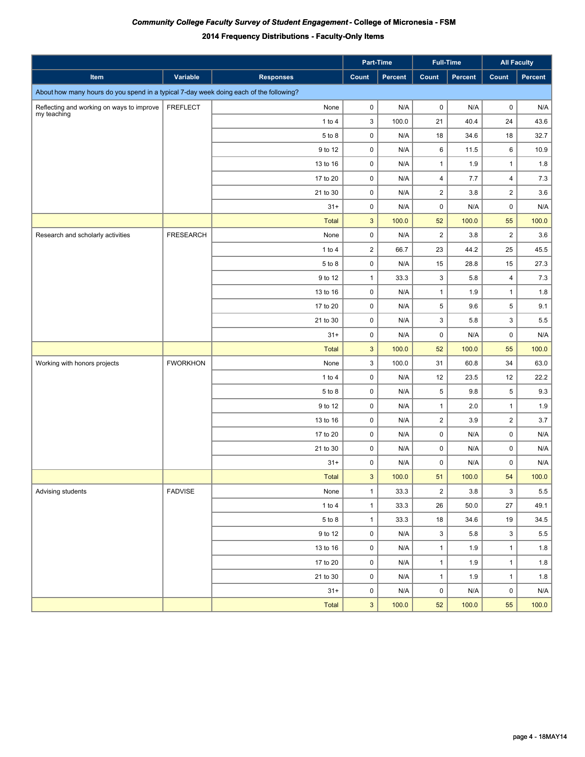***Community College Faculty Survey of Student Engagement* - College of Micronesia - FSM**

**2014 Frequency Distributions - Faculty-Only Items**

| | | | Part-Time | | Full-Time | | All Faculty | |
|---|---|---|---|---|---|---|---|---|
| **Item** | **Variable** | **Responses** | **Count** | **Percent** | **Count** | **Percent** | **Count** | **Percent** |
| About how many hours do you spend in a typical 7-day week doing each of the following? | | | | | | | | |
| Reflecting and working on ways to improve my teaching | FREFLECT | None | 0 | N/A | 0 | N/A | 0 | N/A |
| | | 1 to 4 | 3 | 100.0 | 21 | 40.4 | 24 | 43.6 |
| | | 5 to 8 | 0 | N/A | 18 | 34.6 | 18 | 32.7 |
| | | 9 to 12 | 0 | N/A | 6 | 11.5 | 6 | 10.9 |
| | | 13 to 16 | 0 | N/A | 1 | 1.9 | 1 | 1.8 |
| | | 17 to 20 | 0 | N/A | 4 | 7.7 | 4 | 7.3 |
| | | 21 to 30 | 0 | N/A | 2 | 3.8 | 2 | 3.6 |
| | | 31+ | 0 | N/A | 0 | N/A | 0 | N/A |
| | | Total | 3 | 100.0 | 52 | 100.0 | 55 | 100.0 |
| Research and scholarly activities | FRESEARCH | None | 0 | N/A | 2 | 3.8 | 2 | 3.6 |
| | | 1 to 4 | 2 | 66.7 | 23 | 44.2 | 25 | 45.5 |
| | | 5 to 8 | 0 | N/A | 15 | 28.8 | 15 | 27.3 |
| | | 9 to 12 | 1 | 33.3 | 3 | 5.8 | 4 | 7.3 |
| | | 13 to 16 | 0 | N/A | 1 | 1.9 | 1 | 1.8 |
| | | 17 to 20 | 0 | N/A | 5 | 9.6 | 5 | 9.1 |
| | | 21 to 30 | 0 | N/A | 3 | 5.8 | 3 | 5.5 |
| | | 31+ | 0 | N/A | 0 | N/A | 0 | N/A |
| | | Total | 3 | 100.0 | 52 | 100.0 | 55 | 100.0 |
| Working with honors projects | FWORKHON | None | 3 | 100.0 | 31 | 60.8 | 34 | 63.0 |
| | | 1 to 4 | 0 | N/A | 12 | 23.5 | 12 | 22.2 |
| | | 5 to 8 | 0 | N/A | 5 | 9.8 | 5 | 9.3 |
| | | 9 to 12 | 0 | N/A | 1 | 2.0 | 1 | 1.9 |
| | | 13 to 16 | 0 | N/A | 2 | 3.9 | 2 | 3.7 |
| | | 17 to 20 | 0 | N/A | 0 | N/A | 0 | N/A |
| | | 21 to 30 | 0 | N/A | 0 | N/A | 0 | N/A |
| | | 31+ | 0 | N/A | 0 | N/A | 0 | N/A |
| | | Total | 3 | 100.0 | 51 | 100.0 | 54 | 100.0 |
| Advising students | FADVISE | None | 1 | 33.3 | 2 | 3.8 | 3 | 5.5 |
| | | 1 to 4 | 1 | 33.3 | 26 | 50.0 | 27 | 49.1 |
| | | 5 to 8 | 1 | 33.3 | 18 | 34.6 | 19 | 34.5 |
| | | 9 to 12 | 0 | N/A | 3 | 5.8 | 3 | 5.5 |
| | | 13 to 16 | 0 | N/A | 1 | 1.9 | 1 | 1.8 |
| | | 17 to 20 | 0 | N/A | 1 | 1.9 | 1 | 1.8 |
| | | 21 to 30 | 0 | N/A | 1 | 1.9 | 1 | 1.8 |
| | | 31+ | 0 | N/A | 0 | N/A | 0 | N/A |
| | | Total | 3 | 100.0 | 52 | 100.0 | 55 | 100.0 |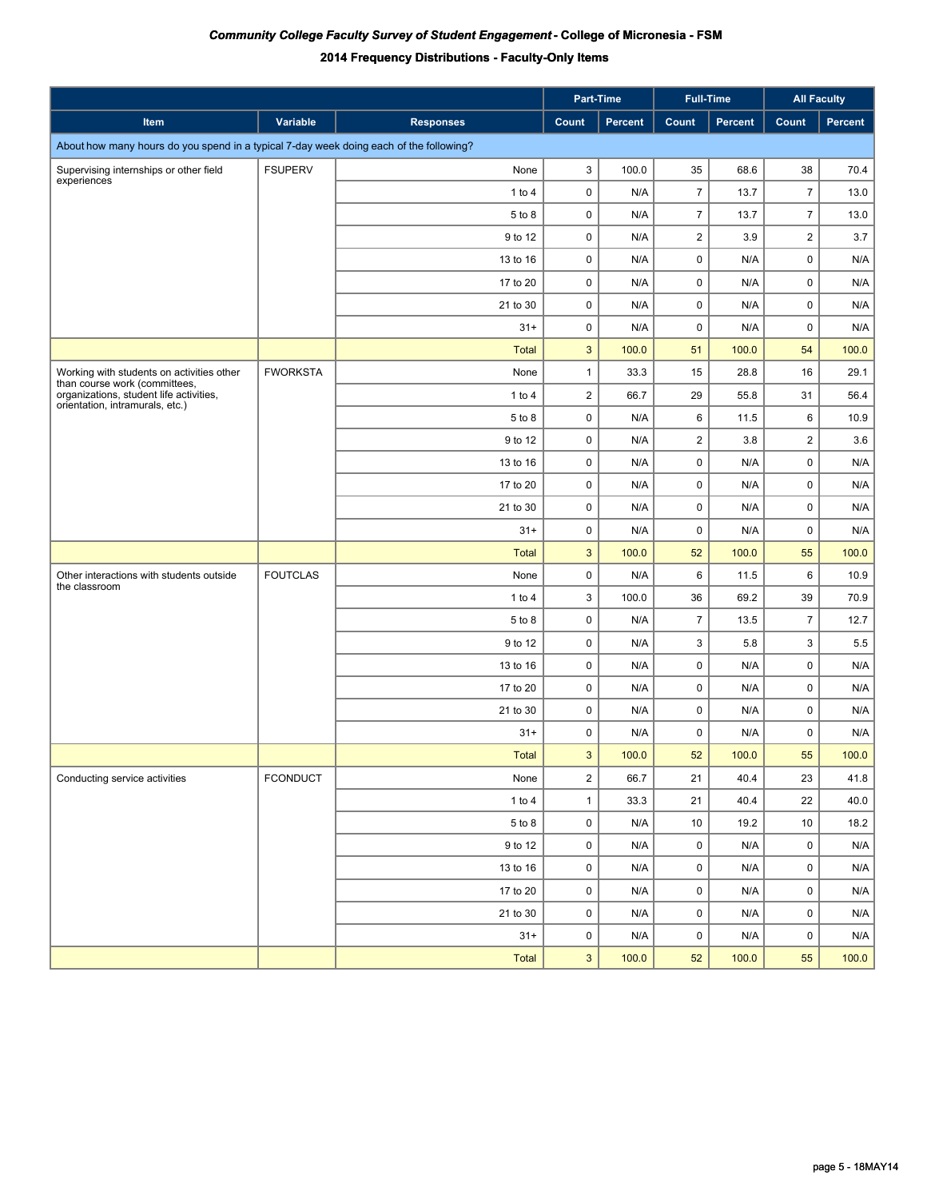***Community College Faculty Survey of Student Engagement* - College of Micronesia - FSM**

**2014 Frequency Distributions - Faculty-Only Items**

| | | | Part-Time | | Full-Time | | All Faculty | |
|---|---|---|---|---|---|---|---|---|
| **Item** | **Variable** | **Responses** | **Count** | **Percent** | **Count** | **Percent** | **Count** | **Percent** |
| About how many hours do you spend in a typical 7-day week doing each of the following? | | | | | | | | |
| Supervising internships or other field experiences | FSUPERV | None | 3 | 100.0 | 35 | 68.6 | 38 | 70.4 |
| | | 1 to 4 | 0 | N/A | 7 | 13.7 | 7 | 13.0 |
| | | 5 to 8 | 0 | N/A | 7 | 13.7 | 7 | 13.0 |
| | | 9 to 12 | 0 | N/A | 2 | 3.9 | 2 | 3.7 |
| | | 13 to 16 | 0 | N/A | 0 | N/A | 0 | N/A |
| | | 17 to 20 | 0 | N/A | 0 | N/A | 0 | N/A |
| | | 21 to 30 | 0 | N/A | 0 | N/A | 0 | N/A |
| | | 31+ | 0 | N/A | 0 | N/A | 0 | N/A |
| | | Total | 3 | 100.0 | 51 | 100.0 | 54 | 100.0 |
| Working with students on activities other than course work (committees, organizations, student life activities, orientation, intramurals, etc.) | FWORKSTA | None | 1 | 33.3 | 15 | 28.8 | 16 | 29.1 |
| | | 1 to 4 | 2 | 66.7 | 29 | 55.8 | 31 | 56.4 |
| | | 5 to 8 | 0 | N/A | 6 | 11.5 | 6 | 10.9 |
| | | 9 to 12 | 0 | N/A | 2 | 3.8 | 2 | 3.6 |
| | | 13 to 16 | 0 | N/A | 0 | N/A | 0 | N/A |
| | | 17 to 20 | 0 | N/A | 0 | N/A | 0 | N/A |
| | | 21 to 30 | 0 | N/A | 0 | N/A | 0 | N/A |
| | | 31+ | 0 | N/A | 0 | N/A | 0 | N/A |
| | | Total | 3 | 100.0 | 52 | 100.0 | 55 | 100.0 |
| Other interactions with students outside the classroom | FOUTCLAS | None | 0 | N/A | 6 | 11.5 | 6 | 10.9 |
| | | 1 to 4 | 3 | 100.0 | 36 | 69.2 | 39 | 70.9 |
| | | 5 to 8 | 0 | N/A | 7 | 13.5 | 7 | 12.7 |
| | | 9 to 12 | 0 | N/A | 3 | 5.8 | 3 | 5.5 |
| | | 13 to 16 | 0 | N/A | 0 | N/A | 0 | N/A |
| | | 17 to 20 | 0 | N/A | 0 | N/A | 0 | N/A |
| | | 21 to 30 | 0 | N/A | 0 | N/A | 0 | N/A |
| | | 31+ | 0 | N/A | 0 | N/A | 0 | N/A |
| | | Total | 3 | 100.0 | 52 | 100.0 | 55 | 100.0 |
| Conducting service activities | FCONDUCT | None | 2 | 66.7 | 21 | 40.4 | 23 | 41.8 |
| | | 1 to 4 | 1 | 33.3 | 21 | 40.4 | 22 | 40.0 |
| | | 5 to 8 | 0 | N/A | 10 | 19.2 | 10 | 18.2 |
| | | 9 to 12 | 0 | N/A | 0 | N/A | 0 | N/A |
| | | 13 to 16 | 0 | N/A | 0 | N/A | 0 | N/A |
| | | 17 to 20 | 0 | N/A | 0 | N/A | 0 | N/A |
| | | 21 to 30 | 0 | N/A | 0 | N/A | 0 | N/A |
| | | 31+ | 0 | N/A | 0 | N/A | 0 | N/A |
| | | Total | 3 | 100.0 | 52 | 100.0 | 55 | 100.0 |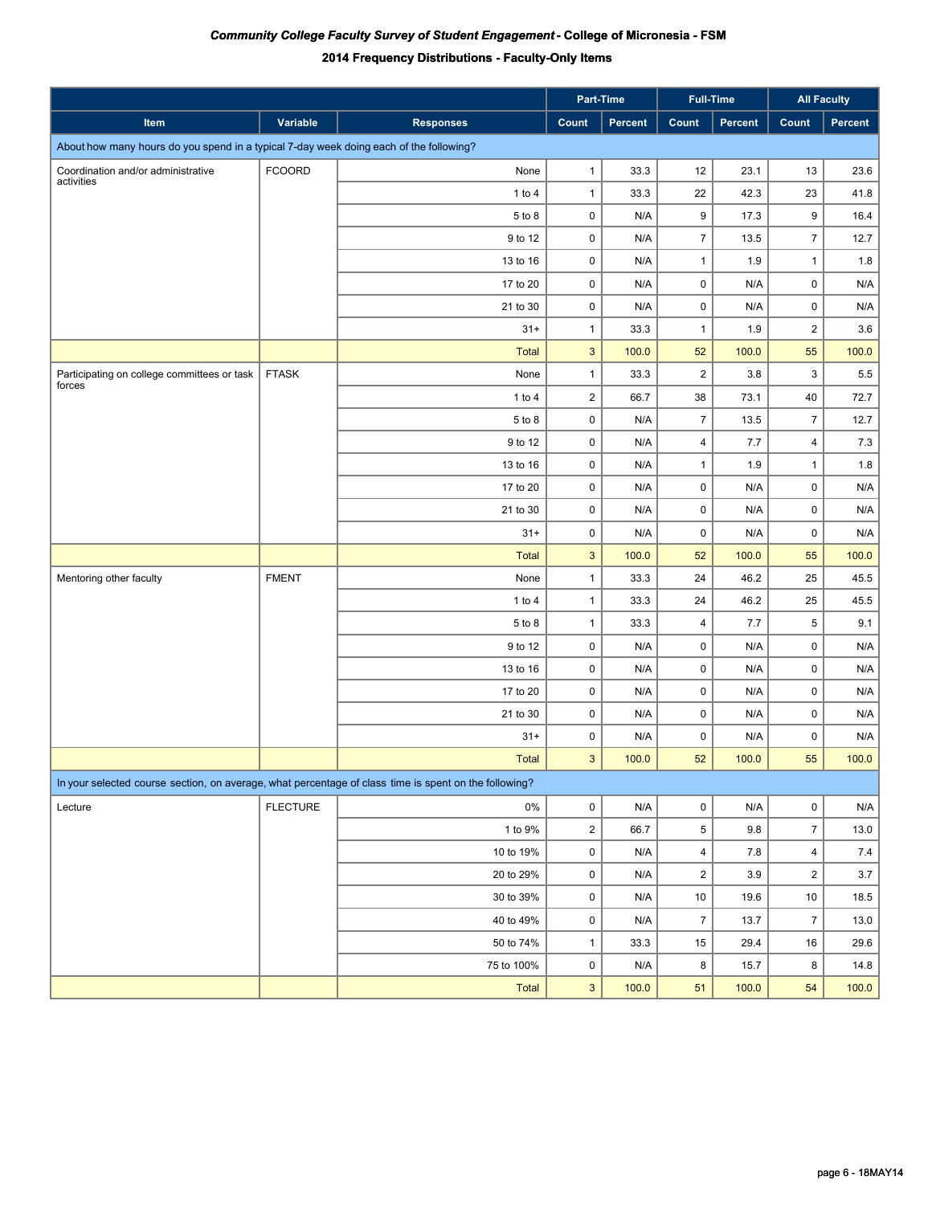# *Community College Faculty Survey of Student Engagement* - College of Micronesia - FSM

## 2014 Frequency Distributions - Faculty-Only Items

| | | | Part-Time | | Full-Time | | All Faculty | |
|---|---|---|---|---|---|---|---|---|
| Item | Variable | Responses | Count | Percent | Count | Percent | Count | Percent |
| About how many hours do you spend in a typical 7-day week doing each of the following? | | | | | | | | |
| Coordination and/or administrative activities | FCOORD | None | 1 | 33.3 | 12 | 23.1 | 13 | 23.6 |
| | | 1 to 4 | 1 | 33.3 | 22 | 42.3 | 23 | 41.8 |
| | | 5 to 8 | 0 | N/A | 9 | 17.3 | 9 | 16.4 |
| | | 9 to 12 | 0 | N/A | 7 | 13.5 | 7 | 12.7 |
| | | 13 to 16 | 0 | N/A | 1 | 1.9 | 1 | 1.8 |
| | | 17 to 20 | 0 | N/A | 0 | N/A | 0 | N/A |
| | | 21 to 30 | 0 | N/A | 0 | N/A | 0 | N/A |
| | | 31+ | 1 | 33.3 | 1 | 1.9 | 2 | 3.6 |
| | | Total | 3 | 100.0 | 52 | 100.0 | 55 | 100.0 |
| Participating on college committees or task forces | FTASK | None | 1 | 33.3 | 2 | 3.8 | 3 | 5.5 |
| | | 1 to 4 | 2 | 66.7 | 38 | 73.1 | 40 | 72.7 |
| | | 5 to 8 | 0 | N/A | 7 | 13.5 | 7 | 12.7 |
| | | 9 to 12 | 0 | N/A | 4 | 7.7 | 4 | 7.3 |
| | | 13 to 16 | 0 | N/A | 1 | 1.9 | 1 | 1.8 |
| | | 17 to 20 | 0 | N/A | 0 | N/A | 0 | N/A |
| | | 21 to 30 | 0 | N/A | 0 | N/A | 0 | N/A |
| | | 31+ | 0 | N/A | 0 | N/A | 0 | N/A |
| | | Total | 3 | 100.0 | 52 | 100.0 | 55 | 100.0 |
| Mentoring other faculty | FMENT | None | 1 | 33.3 | 24 | 46.2 | 25 | 45.5 |
| | | 1 to 4 | 1 | 33.3 | 24 | 46.2 | 25 | 45.5 |
| | | 5 to 8 | 1 | 33.3 | 4 | 7.7 | 5 | 9.1 |
| | | 9 to 12 | 0 | N/A | 0 | N/A | 0 | N/A |
| | | 13 to 16 | 0 | N/A | 0 | N/A | 0 | N/A |
| | | 17 to 20 | 0 | N/A | 0 | N/A | 0 | N/A |
| | | 21 to 30 | 0 | N/A | 0 | N/A | 0 | N/A |
| | | 31+ | 0 | N/A | 0 | N/A | 0 | N/A |
| | | Total | 3 | 100.0 | 52 | 100.0 | 55 | 100.0 |
| In your selected course section, on average, what percentage of class time is spent on the following? | | | | | | | | |
| Lecture | FLECTURE | 0% | 0 | N/A | 0 | N/A | 0 | N/A |
| | | 1 to 9% | 2 | 66.7 | 5 | 9.8 | 7 | 13.0 |
| | | 10 to 19% | 0 | N/A | 4 | 7.8 | 4 | 7.4 |
| | | 20 to 29% | 0 | N/A | 2 | 3.9 | 2 | 3.7 |
| | | 30 to 39% | 0 | N/A | 10 | 19.6 | 10 | 18.5 |
| | | 40 to 49% | 0 | N/A | 7 | 13.7 | 7 | 13.0 |
| | | 50 to 74% | 1 | 33.3 | 15 | 29.4 | 16 | 29.6 |
| | | 75 to 100% | 0 | N/A | 8 | 15.7 | 8 | 14.8 |
| | | Total | 3 | 100.0 | 51 | 100.0 | 54 | 100.0 |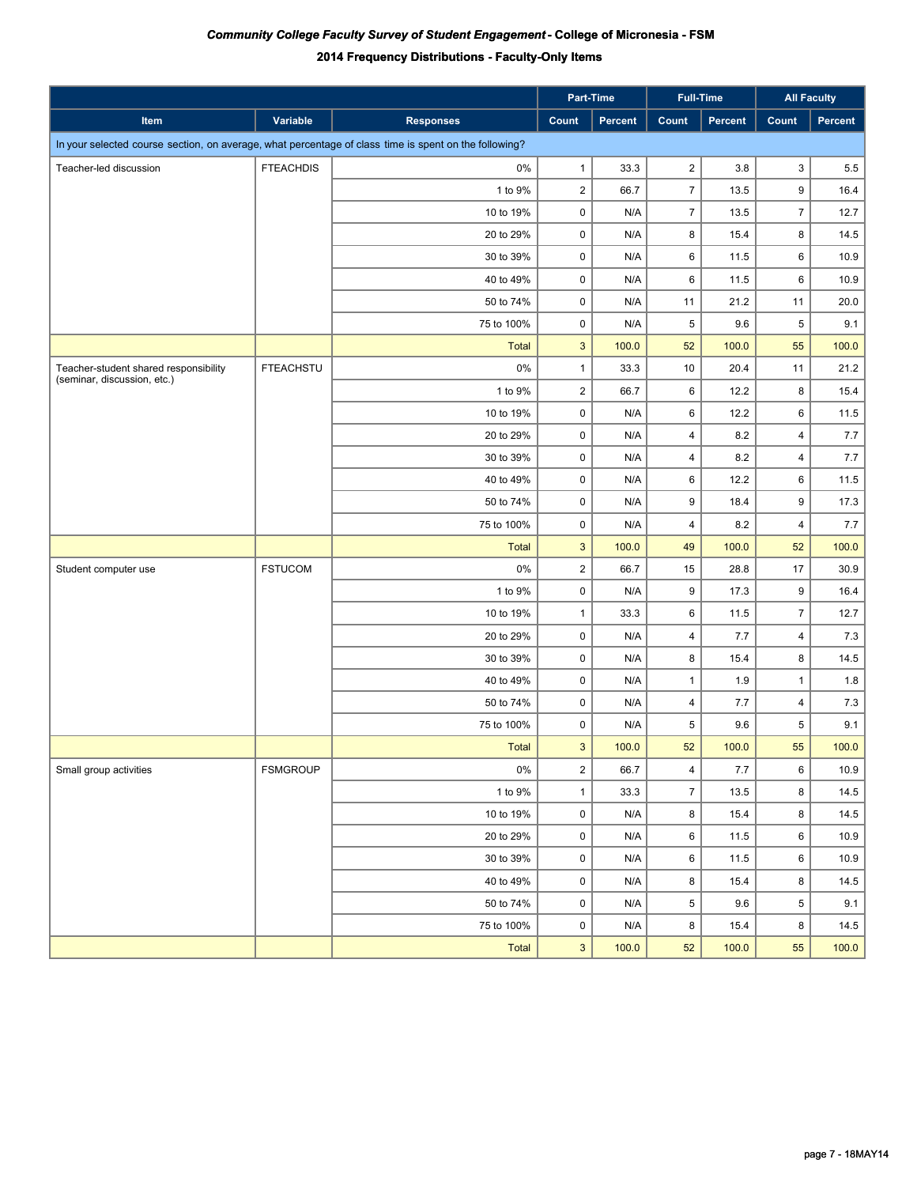***Community College Faculty Survey of Student Engagement* - College of Micronesia - FSM**

**2014 Frequency Distributions - Faculty-Only Items**

| | | | Part-Time | | Full-Time | | All Faculty | |
|---|---|---|---|---|---|---|---|---|
| **Item** | **Variable** | **Responses** | **Count** | **Percent** | **Count** | **Percent** | **Count** | **Percent** |
| In your selected course section, on average, what percentage of class time is spent on the following? | | | | | | | | |
| Teacher-led discussion | FTEACHDIS | 0% | 1 | 33.3 | 2 | 3.8 | 3 | 5.5 |
| | | 1 to 9% | 2 | 66.7 | 7 | 13.5 | 9 | 16.4 |
| | | 10 to 19% | 0 | N/A | 7 | 13.5 | 7 | 12.7 |
| | | 20 to 29% | 0 | N/A | 8 | 15.4 | 8 | 14.5 |
| | | 30 to 39% | 0 | N/A | 6 | 11.5 | 6 | 10.9 |
| | | 40 to 49% | 0 | N/A | 6 | 11.5 | 6 | 10.9 |
| | | 50 to 74% | 0 | N/A | 11 | 21.2 | 11 | 20.0 |
| | | 75 to 100% | 0 | N/A | 5 | 9.6 | 5 | 9.1 |
| | | Total | 3 | 100.0 | 52 | 100.0 | 55 | 100.0 |
| Teacher-student shared responsibility (seminar, discussion, etc.) | FTEACHSTU | 0% | 1 | 33.3 | 10 | 20.4 | 11 | 21.2 |
| | | 1 to 9% | 2 | 66.7 | 6 | 12.2 | 8 | 15.4 |
| | | 10 to 19% | 0 | N/A | 6 | 12.2 | 6 | 11.5 |
| | | 20 to 29% | 0 | N/A | 4 | 8.2 | 4 | 7.7 |
| | | 30 to 39% | 0 | N/A | 4 | 8.2 | 4 | 7.7 |
| | | 40 to 49% | 0 | N/A | 6 | 12.2 | 6 | 11.5 |
| | | 50 to 74% | 0 | N/A | 9 | 18.4 | 9 | 17.3 |
| | | 75 to 100% | 0 | N/A | 4 | 8.2 | 4 | 7.7 |
| | | Total | 3 | 100.0 | 49 | 100.0 | 52 | 100.0 |
| Student computer use | FSTUCOM | 0% | 2 | 66.7 | 15 | 28.8 | 17 | 30.9 |
| | | 1 to 9% | 0 | N/A | 9 | 17.3 | 9 | 16.4 |
| | | 10 to 19% | 1 | 33.3 | 6 | 11.5 | 7 | 12.7 |
| | | 20 to 29% | 0 | N/A | 4 | 7.7 | 4 | 7.3 |
| | | 30 to 39% | 0 | N/A | 8 | 15.4 | 8 | 14.5 |
| | | 40 to 49% | 0 | N/A | 1 | 1.9 | 1 | 1.8 |
| | | 50 to 74% | 0 | N/A | 4 | 7.7 | 4 | 7.3 |
| | | 75 to 100% | 0 | N/A | 5 | 9.6 | 5 | 9.1 |
| | | Total | 3 | 100.0 | 52 | 100.0 | 55 | 100.0 |
| Small group activities | FSMGROUP | 0% | 2 | 66.7 | 4 | 7.7 | 6 | 10.9 |
| | | 1 to 9% | 1 | 33.3 | 7 | 13.5 | 8 | 14.5 |
| | | 10 to 19% | 0 | N/A | 8 | 15.4 | 8 | 14.5 |
| | | 20 to 29% | 0 | N/A | 6 | 11.5 | 6 | 10.9 |
| | | 30 to 39% | 0 | N/A | 6 | 11.5 | 6 | 10.9 |
| | | 40 to 49% | 0 | N/A | 8 | 15.4 | 8 | 14.5 |
| | | 50 to 74% | 0 | N/A | 5 | 9.6 | 5 | 9.1 |
| | | 75 to 100% | 0 | N/A | 8 | 15.4 | 8 | 14.5 |
| | | Total | 3 | 100.0 | 52 | 100.0 | 55 | 100.0 |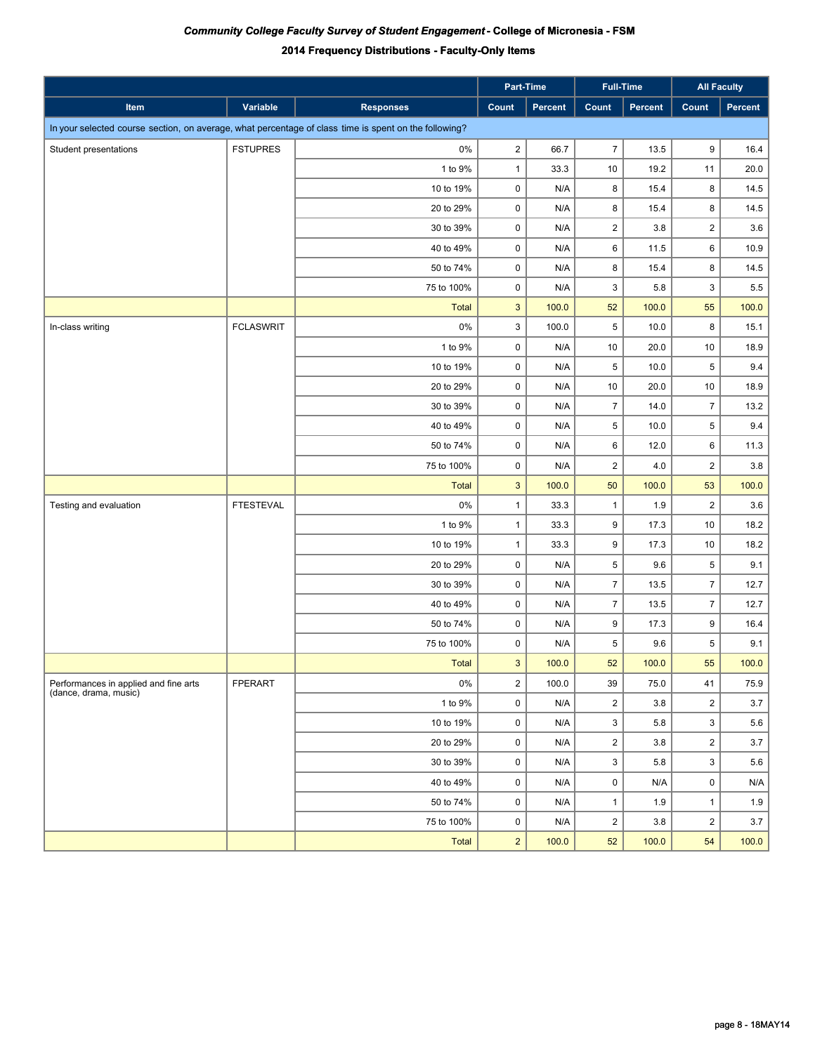# *Community College Faculty Survey of Student Engagement* - College of Micronesia - FSM

## 2014 Frequency Distributions - Faculty-Only Items

| | | | Part-Time | | Full-Time | | All Faculty | |
|---|---|---|---|---|---|---|---|---|
| Item | Variable | Responses | Count | Percent | Count | Percent | Count | Percent |
| In your selected course section, on average, what percentage of class time is spent on the following? | | | | | | | | |
| Student presentations | FSTUPRES | 0% | 2 | 66.7 | 7 | 13.5 | 9 | 16.4 |
| | | 1 to 9% | 1 | 33.3 | 10 | 19.2 | 11 | 20.0 |
| | | 10 to 19% | 0 | N/A | 8 | 15.4 | 8 | 14.5 |
| | | 20 to 29% | 0 | N/A | 8 | 15.4 | 8 | 14.5 |
| | | 30 to 39% | 0 | N/A | 2 | 3.8 | 2 | 3.6 |
| | | 40 to 49% | 0 | N/A | 6 | 11.5 | 6 | 10.9 |
| | | 50 to 74% | 0 | N/A | 8 | 15.4 | 8 | 14.5 |
| | | 75 to 100% | 0 | N/A | 3 | 5.8 | 3 | 5.5 |
| | | Total | 3 | 100.0 | 52 | 100.0 | 55 | 100.0 |
| In-class writing | FCLASWRIT | 0% | 3 | 100.0 | 5 | 10.0 | 8 | 15.1 |
| | | 1 to 9% | 0 | N/A | 10 | 20.0 | 10 | 18.9 |
| | | 10 to 19% | 0 | N/A | 5 | 10.0 | 5 | 9.4 |
| | | 20 to 29% | 0 | N/A | 10 | 20.0 | 10 | 18.9 |
| | | 30 to 39% | 0 | N/A | 7 | 14.0 | 7 | 13.2 |
| | | 40 to 49% | 0 | N/A | 5 | 10.0 | 5 | 9.4 |
| | | 50 to 74% | 0 | N/A | 6 | 12.0 | 6 | 11.3 |
| | | 75 to 100% | 0 | N/A | 2 | 4.0 | 2 | 3.8 |
| | | Total | 3 | 100.0 | 50 | 100.0 | 53 | 100.0 |
| Testing and evaluation | FTESTEVAL | 0% | 1 | 33.3 | 1 | 1.9 | 2 | 3.6 |
| | | 1 to 9% | 1 | 33.3 | 9 | 17.3 | 10 | 18.2 |
| | | 10 to 19% | 1 | 33.3 | 9 | 17.3 | 10 | 18.2 |
| | | 20 to 29% | 0 | N/A | 5 | 9.6 | 5 | 9.1 |
| | | 30 to 39% | 0 | N/A | 7 | 13.5 | 7 | 12.7 |
| | | 40 to 49% | 0 | N/A | 7 | 13.5 | 7 | 12.7 |
| | | 50 to 74% | 0 | N/A | 9 | 17.3 | 9 | 16.4 |
| | | 75 to 100% | 0 | N/A | 5 | 9.6 | 5 | 9.1 |
| | | Total | 3 | 100.0 | 52 | 100.0 | 55 | 100.0 |
| Performances in applied and fine arts (dance, drama, music) | FPERART | 0% | 2 | 100.0 | 39 | 75.0 | 41 | 75.9 |
| | | 1 to 9% | 0 | N/A | 2 | 3.8 | 2 | 3.7 |
| | | 10 to 19% | 0 | N/A | 3 | 5.8 | 3 | 5.6 |
| | | 20 to 29% | 0 | N/A | 2 | 3.8 | 2 | 3.7 |
| | | 30 to 39% | 0 | N/A | 3 | 5.8 | 3 | 5.6 |
| | | 40 to 49% | 0 | N/A | 0 | N/A | 0 | N/A |
| | | 50 to 74% | 0 | N/A | 1 | 1.9 | 1 | 1.9 |
| | | 75 to 100% | 0 | N/A | 2 | 3.8 | 2 | 3.7 |
| | | Total | 2 | 100.0 | 52 | 100.0 | 54 | 100.0 |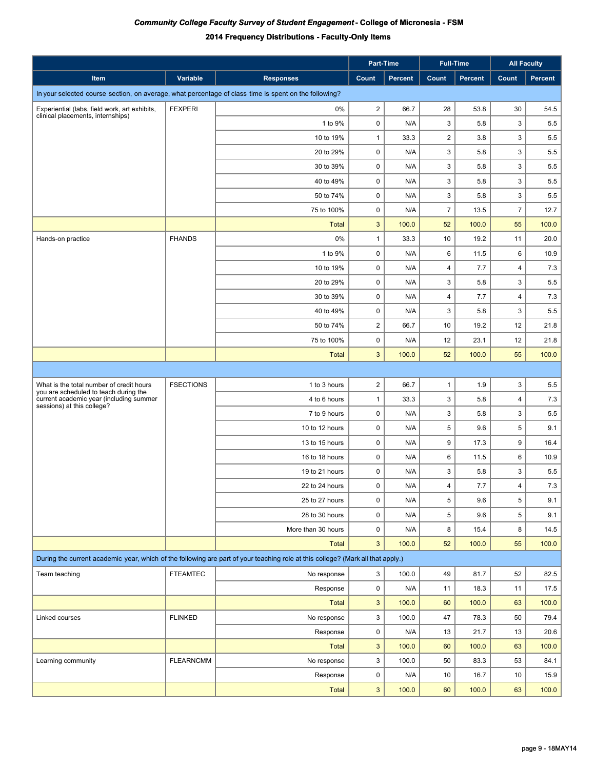***Community College Faculty Survey of Student Engagement* - College of Micronesia - FSM**

**2014 Frequency Distributions - Faculty-Only Items**

| | | | Part-Time | | Full-Time | | All Faculty | |
|---|---|---|---|---|---|---|---|---|
| Item | Variable | Responses | Count | Percent | Count | Percent | Count | Percent |
| In your selected course section, on average, what percentage of class time is spent on the following? | | | | | | | | |
| Experiential (labs, field work, art exhibits, clinical placements, internships) | FEXPERI | 0% | 2 | 66.7 | 28 | 53.8 | 30 | 54.5 |
| | | 1 to 9% | 0 | N/A | 3 | 5.8 | 3 | 5.5 |
| | | 10 to 19% | 1 | 33.3 | 2 | 3.8 | 3 | 5.5 |
| | | 20 to 29% | 0 | N/A | 3 | 5.8 | 3 | 5.5 |
| | | 30 to 39% | 0 | N/A | 3 | 5.8 | 3 | 5.5 |
| | | 40 to 49% | 0 | N/A | 3 | 5.8 | 3 | 5.5 |
| | | 50 to 74% | 0 | N/A | 3 | 5.8 | 3 | 5.5 |
| | | 75 to 100% | 0 | N/A | 7 | 13.5 | 7 | 12.7 |
| | | Total | 3 | 100.0 | 52 | 100.0 | 55 | 100.0 |
| Hands-on practice | FHANDS | 0% | 1 | 33.3 | 10 | 19.2 | 11 | 20.0 |
| | | 1 to 9% | 0 | N/A | 6 | 11.5 | 6 | 10.9 |
| | | 10 to 19% | 0 | N/A | 4 | 7.7 | 4 | 7.3 |
| | | 20 to 29% | 0 | N/A | 3 | 5.8 | 3 | 5.5 |
| | | 30 to 39% | 0 | N/A | 4 | 7.7 | 4 | 7.3 |
| | | 40 to 49% | 0 | N/A | 3 | 5.8 | 3 | 5.5 |
| | | 50 to 74% | 2 | 66.7 | 10 | 19.2 | 12 | 21.8 |
| | | 75 to 100% | 0 | N/A | 12 | 23.1 | 12 | 21.8 |
| | | Total | 3 | 100.0 | 52 | 100.0 | 55 | 100.0 |
| | | | | | | | | |
| What is the total number of credit hours you are scheduled to teach during the current academic year (including summer sessions) at this college? | FSECTIONS | 1 to 3 hours | 2 | 66.7 | 1 | 1.9 | 3 | 5.5 |
| | | 4 to 6 hours | 1 | 33.3 | 3 | 5.8 | 4 | 7.3 |
| | | 7 to 9 hours | 0 | N/A | 3 | 5.8 | 3 | 5.5 |
| | | 10 to 12 hours | 0 | N/A | 5 | 9.6 | 5 | 9.1 |
| | | 13 to 15 hours | 0 | N/A | 9 | 17.3 | 9 | 16.4 |
| | | 16 to 18 hours | 0 | N/A | 6 | 11.5 | 6 | 10.9 |
| | | 19 to 21 hours | 0 | N/A | 3 | 5.8 | 3 | 5.5 |
| | | 22 to 24 hours | 0 | N/A | 4 | 7.7 | 4 | 7.3 |
| | | 25 to 27 hours | 0 | N/A | 5 | 9.6 | 5 | 9.1 |
| | | 28 to 30 hours | 0 | N/A | 5 | 9.6 | 5 | 9.1 |
| | | More than 30 hours | 0 | N/A | 8 | 15.4 | 8 | 14.5 |
| | | Total | 3 | 100.0 | 52 | 100.0 | 55 | 100.0 |
| During the current academic year, which of the following are part of your teaching role at this college? (Mark all that apply.) | | | | | | | | |
| Team teaching | FTEAMTEC | No response | 3 | 100.0 | 49 | 81.7 | 52 | 82.5 |
| | | Response | 0 | N/A | 11 | 18.3 | 11 | 17.5 |
| | | Total | 3 | 100.0 | 60 | 100.0 | 63 | 100.0 |
| Linked courses | FLINKED | No response | 3 | 100.0 | 47 | 78.3 | 50 | 79.4 |
| | | Response | 0 | N/A | 13 | 21.7 | 13 | 20.6 |
| | | Total | 3 | 100.0 | 60 | 100.0 | 63 | 100.0 |
| Learning community | FLEARNCMM | No response | 3 | 100.0 | 50 | 83.3 | 53 | 84.1 |
| | | Response | 0 | N/A | 10 | 16.7 | 10 | 15.9 |
| | | Total | 3 | 100.0 | 60 | 100.0 | 63 | 100.0 |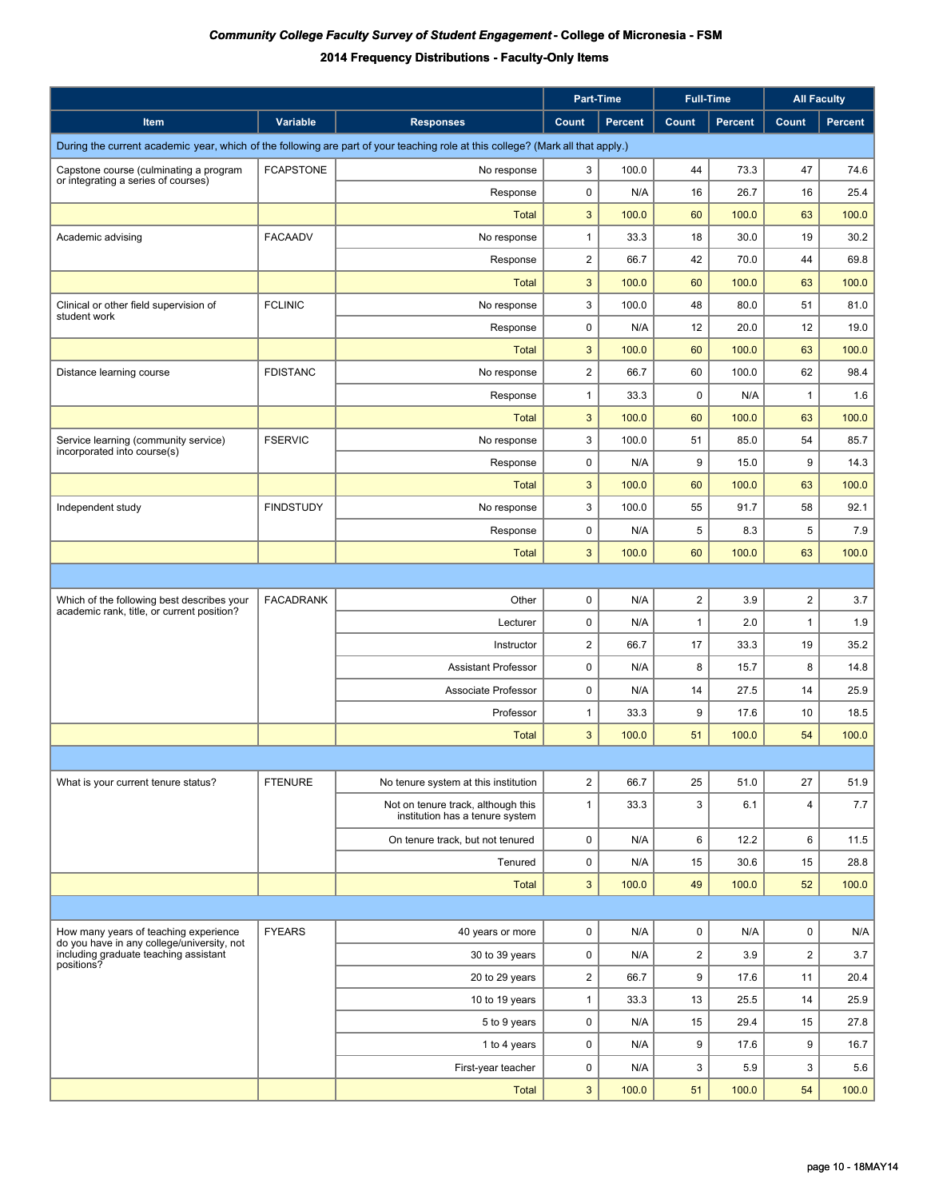***Community College Faculty Survey of Student Engagement* - College of Micronesia - FSM**

**2014 Frequency Distributions - Faculty-Only Items**

| | | | Part-Time | | Full-Time | | All Faculty | |
|---|---|---|---|---|---|---|---|---|
| **Item** | **Variable** | **Responses** | **Count** | **Percent** | **Count** | **Percent** | **Count** | **Percent** |
| During the current academic year, which of the following are part of your teaching role at this college? (Mark all that apply.) | | | | | | | | |
| Capstone course (culminating a program or integrating a series of courses) | FCAPSTONE | No response | 3 | 100.0 | 44 | 73.3 | 47 | 74.6 |
| | | Response | 0 | N/A | 16 | 26.7 | 16 | 25.4 |
| | | Total | 3 | 100.0 | 60 | 100.0 | 63 | 100.0 |
| Academic advising | FACAADV | No response | 1 | 33.3 | 18 | 30.0 | 19 | 30.2 |
| | | Response | 2 | 66.7 | 42 | 70.0 | 44 | 69.8 |
| | | Total | 3 | 100.0 | 60 | 100.0 | 63 | 100.0 |
| Clinical or other field supervision of student work | FCLINIC | No response | 3 | 100.0 | 48 | 80.0 | 51 | 81.0 |
| | | Response | 0 | N/A | 12 | 20.0 | 12 | 19.0 |
| | | Total | 3 | 100.0 | 60 | 100.0 | 63 | 100.0 |
| Distance learning course | FDISTANC | No response | 2 | 66.7 | 60 | 100.0 | 62 | 98.4 |
| | | Response | 1 | 33.3 | 0 | N/A | 1 | 1.6 |
| | | Total | 3 | 100.0 | 60 | 100.0 | 63 | 100.0 |
| Service learning (community service) incorporated into course(s) | FSERVIC | No response | 3 | 100.0 | 51 | 85.0 | 54 | 85.7 |
| | | Response | 0 | N/A | 9 | 15.0 | 9 | 14.3 |
| | | Total | 3 | 100.0 | 60 | 100.0 | 63 | 100.0 |
| Independent study | FINDSTUDY | No response | 3 | 100.0 | 55 | 91.7 | 58 | 92.1 |
| | | Response | 0 | N/A | 5 | 8.3 | 5 | 7.9 |
| | | Total | 3 | 100.0 | 60 | 100.0 | 63 | 100.0 |
| | | | | | | | | |
| Which of the following best describes your academic rank, title, or current position? | FACADRANK | Other | 0 | N/A | 2 | 3.9 | 2 | 3.7 |
| | | Lecturer | 0 | N/A | 1 | 2.0 | 1 | 1.9 |
| | | Instructor | 2 | 66.7 | 17 | 33.3 | 19 | 35.2 |
| | | Assistant Professor | 0 | N/A | 8 | 15.7 | 8 | 14.8 |
| | | Associate Professor | 0 | N/A | 14 | 27.5 | 14 | 25.9 |
| | | Professor | 1 | 33.3 | 9 | 17.6 | 10 | 18.5 |
| | | Total | 3 | 100.0 | 51 | 100.0 | 54 | 100.0 |
| | | | | | | | | |
| What is your current tenure status? | FTENURE | No tenure system at this institution | 2 | 66.7 | 25 | 51.0 | 27 | 51.9 |
| | | Not on tenure track, although this institution has a tenure system | 1 | 33.3 | 3 | 6.1 | 4 | 7.7 |
| | | On tenure track, but not tenured | 0 | N/A | 6 | 12.2 | 6 | 11.5 |
| | | Tenured | 0 | N/A | 15 | 30.6 | 15 | 28.8 |
| | | Total | 3 | 100.0 | 49 | 100.0 | 52 | 100.0 |
| | | | | | | | | |
| How many years of teaching experience do you have in any college/university, not including graduate teaching assistant positions? | FYEARS | 40 years or more | 0 | N/A | 0 | N/A | 0 | N/A |
| | | 30 to 39 years | 0 | N/A | 2 | 3.9 | 2 | 3.7 |
| | | 20 to 29 years | 2 | 66.7 | 9 | 17.6 | 11 | 20.4 |
| | | 10 to 19 years | 1 | 33.3 | 13 | 25.5 | 14 | 25.9 |
| | | 5 to 9 years | 0 | N/A | 15 | 29.4 | 15 | 27.8 |
| | | 1 to 4 years | 0 | N/A | 9 | 17.6 | 9 | 16.7 |
| | | First-year teacher | 0 | N/A | 3 | 5.9 | 3 | 5.6 |
| | | Total | 3 | 100.0 | 51 | 100.0 | 54 | 100.0 |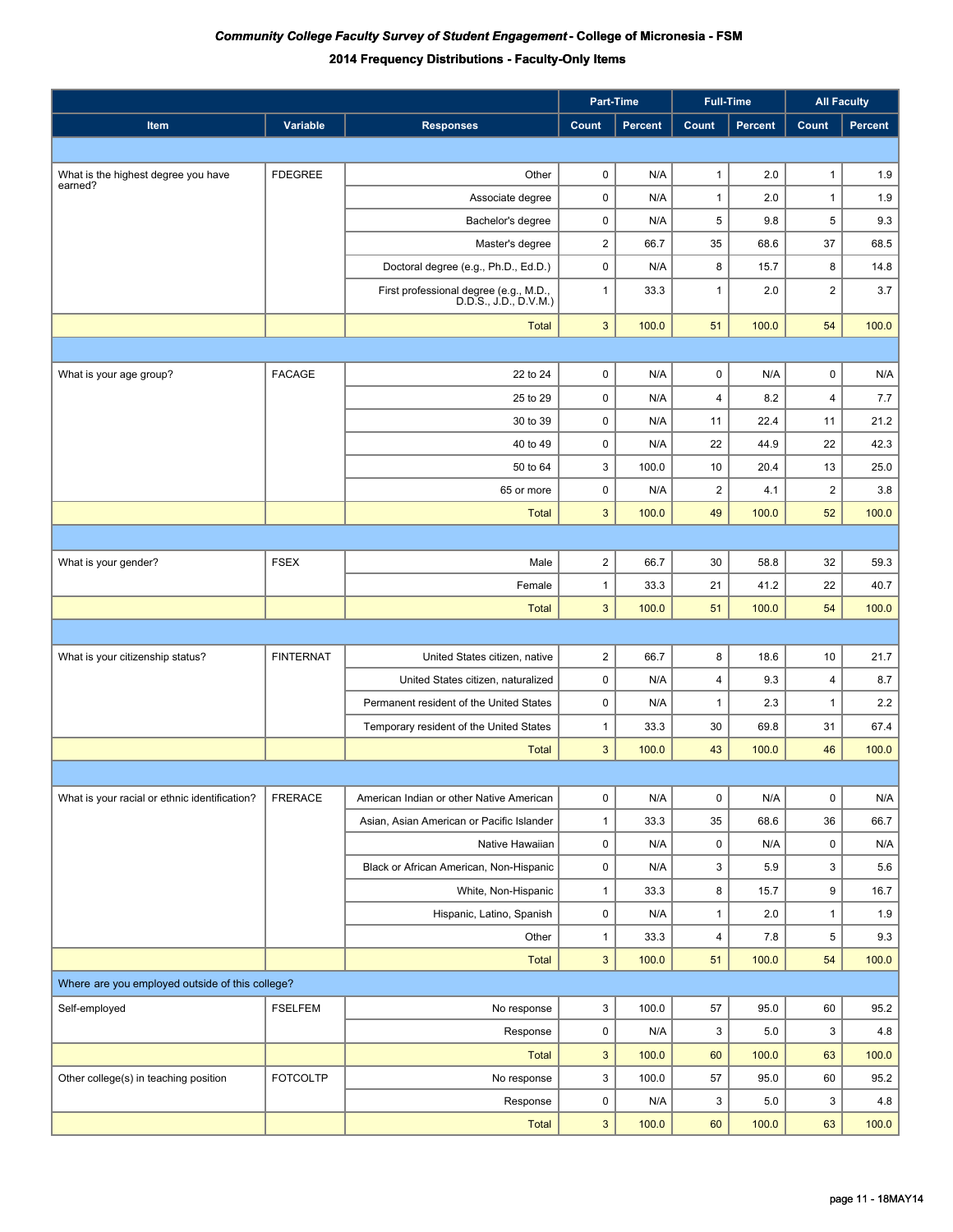***Community College Faculty Survey of Student Engagement* - College of Micronesia - FSM**

**2014 Frequency Distributions - Faculty-Only Items**

| Item | Variable | Responses | Part-Time | | Full-Time | | All Faculty | |
|---|---|---|---|---|---|---|---|---|
| | | | Count | Percent | Count | Percent | Count | Percent |
| What is the highest degree you have earned? | FDEGREE | Other | 0 | N/A | 1 | 2.0 | 1 | 1.9 |
| | | Associate degree | 0 | N/A | 1 | 2.0 | 1 | 1.9 |
| | | Bachelor's degree | 0 | N/A | 5 | 9.8 | 5 | 9.3 |
| | | Master's degree | 2 | 66.7 | 35 | 68.6 | 37 | 68.5 |
| | | Doctoral degree (e.g., Ph.D., Ed.D.) | 0 | N/A | 8 | 15.7 | 8 | 14.8 |
| | | First professional degree (e.g., M.D., D.D.S., J.D., D.V.M.) | 1 | 33.3 | 1 | 2.0 | 2 | 3.7 |
| | | Total | 3 | 100.0 | 51 | 100.0 | 54 | 100.0 |
| What is your age group? | FACAGE | 22 to 24 | 0 | N/A | 0 | N/A | 0 | N/A |
| | | 25 to 29 | 0 | N/A | 4 | 8.2 | 4 | 7.7 |
| | | 30 to 39 | 0 | N/A | 11 | 22.4 | 11 | 21.2 |
| | | 40 to 49 | 0 | N/A | 22 | 44.9 | 22 | 42.3 |
| | | 50 to 64 | 3 | 100.0 | 10 | 20.4 | 13 | 25.0 |
| | | 65 or more | 0 | N/A | 2 | 4.1 | 2 | 3.8 |
| | | Total | 3 | 100.0 | 49 | 100.0 | 52 | 100.0 |
| What is your gender? | FSEX | Male | 2 | 66.7 | 30 | 58.8 | 32 | 59.3 |
| | | Female | 1 | 33.3 | 21 | 41.2 | 22 | 40.7 |
| | | Total | 3 | 100.0 | 51 | 100.0 | 54 | 100.0 |
| What is your citizenship status? | FINTERNAT | United States citizen, native | 2 | 66.7 | 8 | 18.6 | 10 | 21.7 |
| | | United States citizen, naturalized | 0 | N/A | 4 | 9.3 | 4 | 8.7 |
| | | Permanent resident of the United States | 0 | N/A | 1 | 2.3 | 1 | 2.2 |
| | | Temporary resident of the United States | 1 | 33.3 | 30 | 69.8 | 31 | 67.4 |
| | | Total | 3 | 100.0 | 43 | 100.0 | 46 | 100.0 |
| What is your racial or ethnic identification? | FRERACE | American Indian or other Native American | 0 | N/A | 0 | N/A | 0 | N/A |
| | | Asian, Asian American or Pacific Islander | 1 | 33.3 | 35 | 68.6 | 36 | 66.7 |
| | | Native Hawaiian | 0 | N/A | 0 | N/A | 0 | N/A |
| | | Black or African American, Non-Hispanic | 0 | N/A | 3 | 5.9 | 3 | 5.6 |
| | | White, Non-Hispanic | 1 | 33.3 | 8 | 15.7 | 9 | 16.7 |
| | | Hispanic, Latino, Spanish | 0 | N/A | 1 | 2.0 | 1 | 1.9 |
| | | Other | 1 | 33.3 | 4 | 7.8 | 5 | 9.3 |
| | | Total | 3 | 100.0 | 51 | 100.0 | 54 | 100.0 |
| Where are you employed outside of this college? | | | | | | | | |
| Self-employed | FSELFEM | No response | 3 | 100.0 | 57 | 95.0 | 60 | 95.2 |
| | | Response | 0 | N/A | 3 | 5.0 | 3 | 4.8 |
| | | Total | 3 | 100.0 | 60 | 100.0 | 63 | 100.0 |
| Other college(s) in teaching position | FOTCOLTP | No response | 3 | 100.0 | 57 | 95.0 | 60 | 95.2 |
| | | Response | 0 | N/A | 3 | 5.0 | 3 | 4.8 |
| | | Total | 3 | 100.0 | 60 | 100.0 | 63 | 100.0 |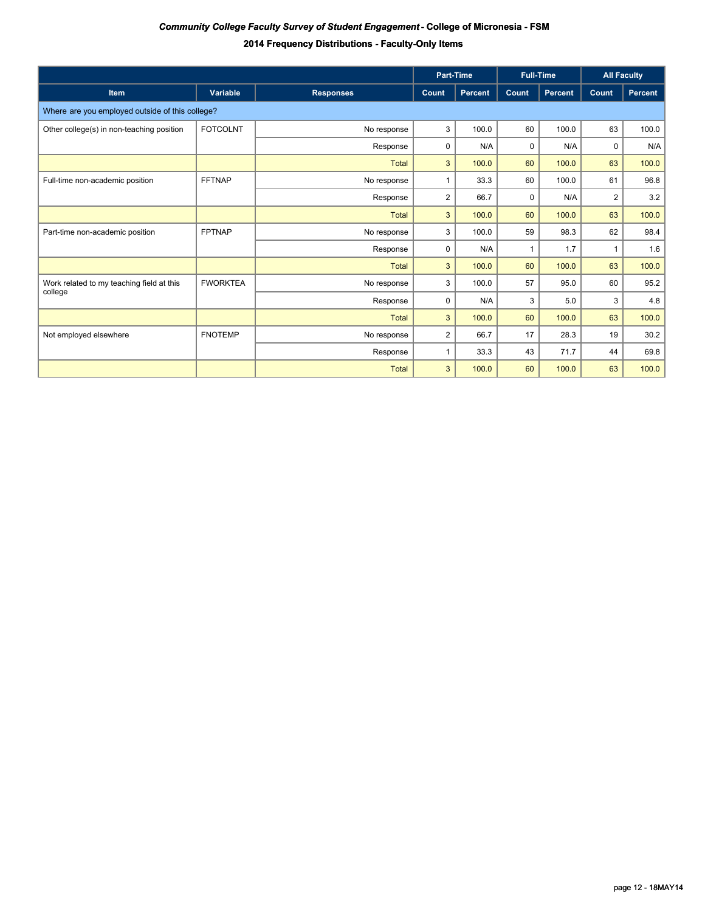*Community College Faculty Survey of Student Engagement* **- College of Micronesia - FSM**

**2014 Frequency Distributions - Faculty-Only Items**

| | | | Part-Time | | Full-Time | | All Faculty | |
|---|---|---|---|---|---|---|---|---|
| **Item** | **Variable** | **Responses** | **Count** | **Percent** | **Count** | **Percent** | **Count** | **Percent** |
| Where are you employed outside of this college? | | | | | | | | |
| Other college(s) in non-teaching position | FOTCOLNT | No response | 3 | 100.0 | 60 | 100.0 | 63 | 100.0 |
| | | Response | 0 | N/A | 0 | N/A | 0 | N/A |
| | | Total | 3 | 100.0 | 60 | 100.0 | 63 | 100.0 |
| Full-time non-academic position | FFTNAP | No response | 1 | 33.3 | 60 | 100.0 | 61 | 96.8 |
| | | Response | 2 | 66.7 | 0 | N/A | 2 | 3.2 |
| | | Total | 3 | 100.0 | 60 | 100.0 | 63 | 100.0 |
| Part-time non-academic position | FPTNAP | No response | 3 | 100.0 | 59 | 98.3 | 62 | 98.4 |
| | | Response | 0 | N/A | 1 | 1.7 | 1 | 1.6 |
| | | Total | 3 | 100.0 | 60 | 100.0 | 63 | 100.0 |
| Work related to my teaching field at this college | FWORKTEA | No response | 3 | 100.0 | 57 | 95.0 | 60 | 95.2 |
| | | Response | 0 | N/A | 3 | 5.0 | 3 | 4.8 |
| | | Total | 3 | 100.0 | 60 | 100.0 | 63 | 100.0 |
| Not employed elsewhere | FNOTEMP | No response | 2 | 66.7 | 17 | 28.3 | 19 | 30.2 |
| | | Response | 1 | 33.3 | 43 | 71.7 | 44 | 69.8 |
| | | Total | 3 | 100.0 | 60 | 100.0 | 63 | 100.0 |